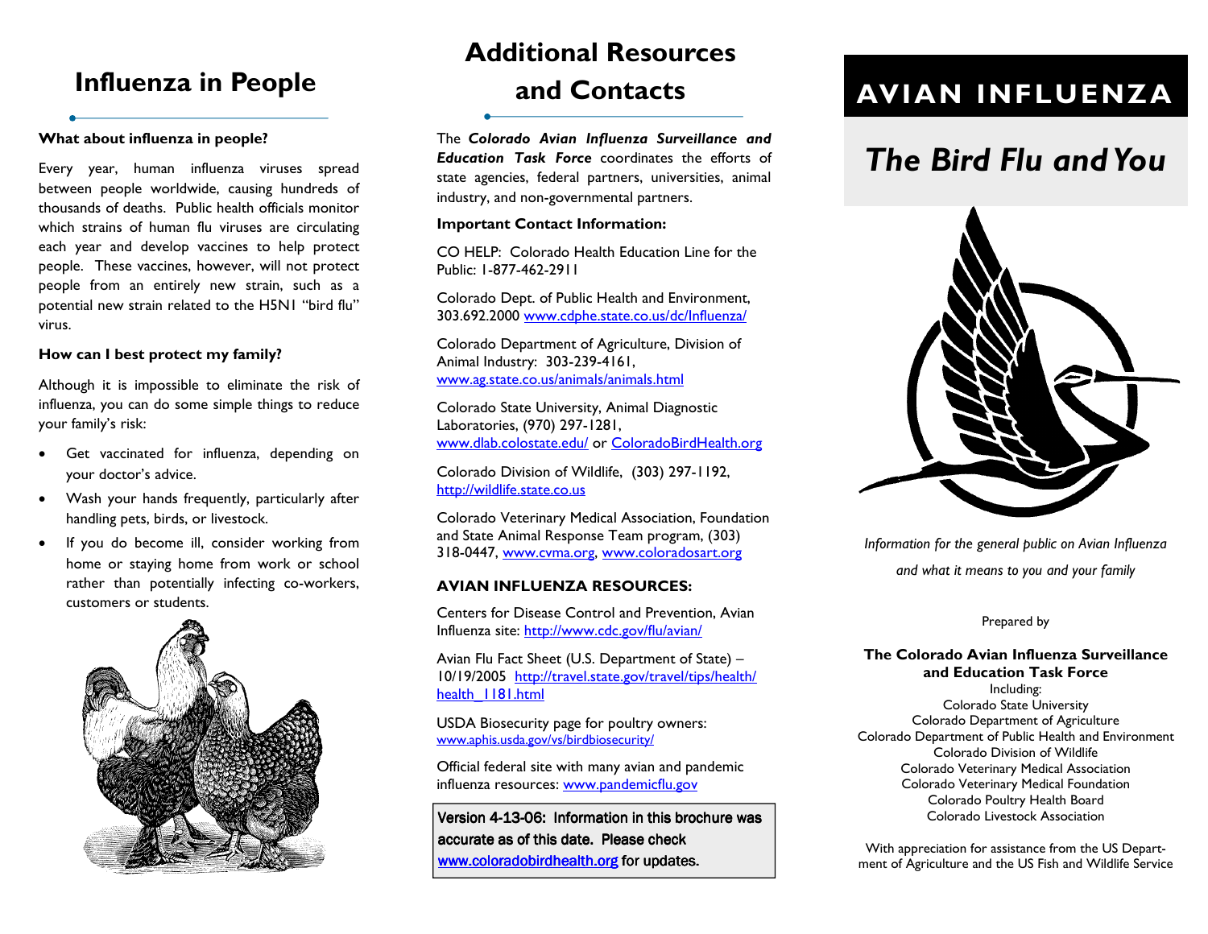## Influenza in People

**What about influenza in people?**

Every year, human influenza viruses spread between people worldwide, causing hundreds of thousands of deaths. Public health officials monitor which strains of human flu viruses are circulating each year and develop vaccines to help protect people. These vaccines, however, will not protect people from an entirely new strain, such as a potential new strain related to the H5N1 "bird flu" virus.

**How can I best protect my family?**

Although it is impossible to eliminate the risk of influenza, you can do some simple things to reduce your family's risk:

- Get vaccinated for influenza, depending on your doctor's advice.
- Wash your hands frequently, particularly after handling pets, birds, or livestock.
- If you do become ill, consider working from home or staying home from work or school rather than potentially infecting co-workers, customers or students.

## Additional Resources and Contacts

The ***Colorado Avian Influenza Surveillance and Education Task Force*** coordinates the efforts of state agencies, federal partners, universities, animal industry, and non-governmental partners.

**Important Contact Information:**

CO HELP: Colorado Health Education Line for the Public: 1-877-462-2911

Colorado Dept. of Public Health and Environment, 303.692.2000 www.cdphe.state.co.us/dc/Influenza/

Colorado Department of Agriculture, Division of Animal Industry: 303-239-4161, www.ag.state.co.us/animals/animals.html

Colorado State University, Animal Diagnostic Laboratories, (970) 297-1281, www.dlab.colostate.edu/ or ColoradoBirdHealth.org

Colorado Division of Wildlife, (303) 297-1192, http://wildlife.state.co.us

Colorado Veterinary Medical Association, Foundation and State Animal Response Team program, (303) 318-0447, www.cvma.org, www.coloradosart.org

**AVIAN INFLUENZA RESOURCES:**

Centers for Disease Control and Prevention, Avian Influenza site: http://www.cdc.gov/flu/avian/

Avian Flu Fact Sheet (U.S. Department of State) – 10/19/2005 http://travel.state.gov/travel/tips/health/health_1181.html

USDA Biosecurity page for poultry owners: www.aphis.usda.gov/vs/birdbiosecurity/

Official federal site with many avian and pandemic influenza resources: www.pandemicflu.gov

Version 4-13-06: Information in this brochure was accurate as of this date. Please check www.coloradobirdhealth.org for updates.

# AVIAN INFLUENZA

## *The Bird Flu and You*

*Information for the general public on Avian Influenza and what it means to you and your family*

Prepared by

**The Colorado Avian Influenza Surveillance and Education Task Force**

Including:
Colorado State University
Colorado Department of Agriculture
Colorado Department of Public Health and Environment
Colorado Division of Wildlife
Colorado Veterinary Medical Association
Colorado Veterinary Medical Foundation
Colorado Poultry Health Board
Colorado Livestock Association

With appreciation for assistance from the US Department of Agriculture and the US Fish and Wildlife Service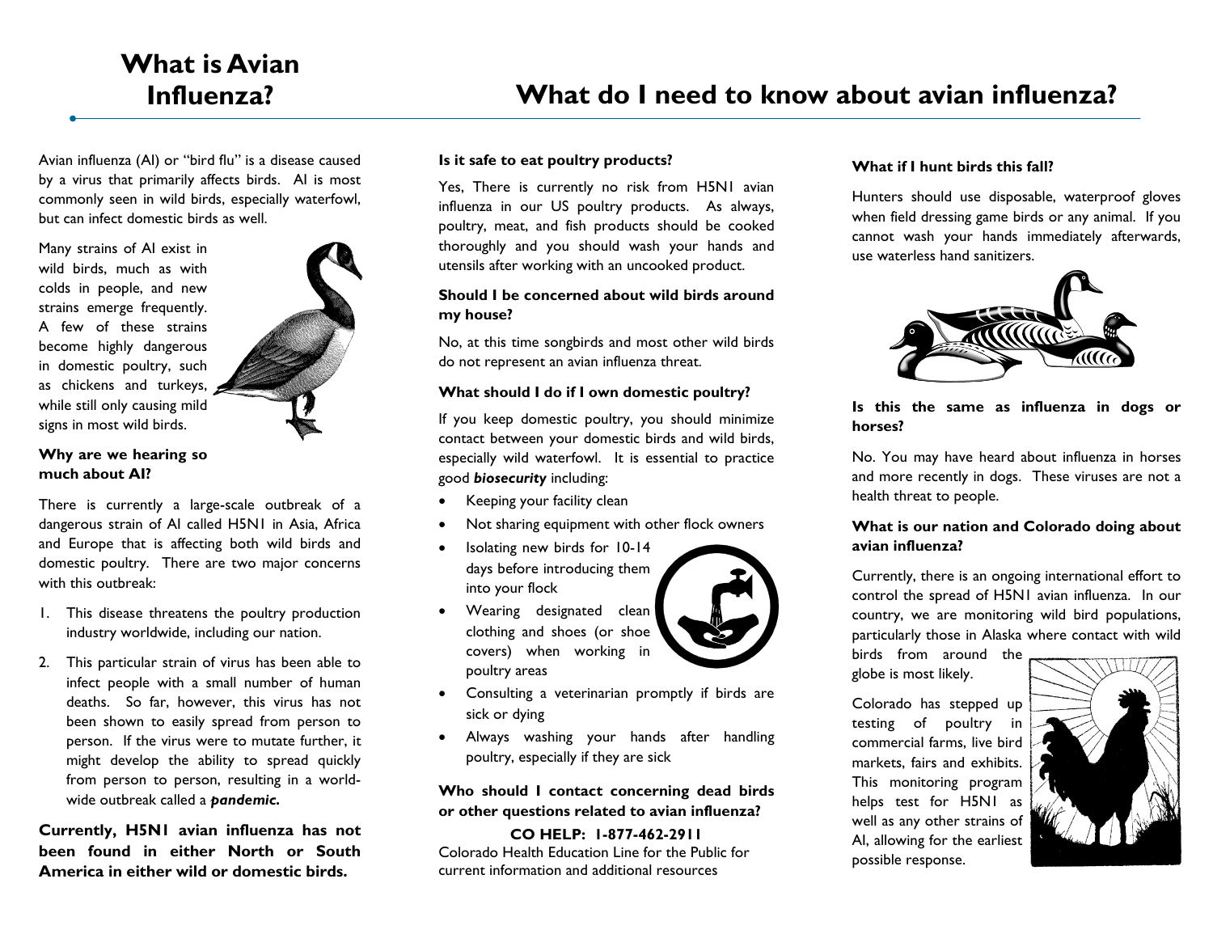# What is Avian Influenza?

Avian influenza (AI) or "bird flu" is a disease caused by a virus that primarily affects birds. AI is most commonly seen in wild birds, especially waterfowl, but can infect domestic birds as well.

Many strains of AI exist in wild birds, much as with colds in people, and new strains emerge frequently. A few of these strains become highly dangerous in domestic poultry, such as chickens and turkeys, while still only causing mild signs in most wild birds.

### Why are we hearing so much about AI?

There is currently a large-scale outbreak of a dangerous strain of AI called H5N1 in Asia, Africa and Europe that is affecting both wild birds and domestic poultry. There are two major concerns with this outbreak:

1. This disease threatens the poultry production industry worldwide, including our nation.
2. This particular strain of virus has been able to infect people with a small number of human deaths. So far, however, this virus has not been shown to easily spread from person to person. If the virus were to mutate further, it might develop the ability to spread quickly from person to person, resulting in a world-wide outbreak called a ***pandemic.***

**Currently, H5N1 avian influenza has not been found in either North or South America in either wild or domestic birds.**

# What do I need to know about avian influenza?

### Is it safe to eat poultry products?

Yes, There is currently no risk from H5N1 avian influenza in our US poultry products. As always, poultry, meat, and fish products should be cooked thoroughly and you should wash your hands and utensils after working with an uncooked product.

### Should I be concerned about wild birds around my house?

No, at this time songbirds and most other wild birds do not represent an avian influenza threat.

### What should I do if I own domestic poultry?

If you keep domestic poultry, you should minimize contact between your domestic birds and wild birds, especially wild waterfowl. It is essential to practice good ***biosecurity*** including:

- Keeping your facility clean
- Not sharing equipment with other flock owners
- Isolating new birds for 10-14 days before introducing them into your flock
- Wearing designated clean clothing and shoes (or shoe covers) when working in poultry areas
- Consulting a veterinarian promptly if birds are sick or dying
- Always washing your hands after handling poultry, especially if they are sick

### Who should I contact concerning dead birds or other questions related to avian influenza?

**CO HELP: 1-877-462-2911**

Colorado Health Education Line for the Public for current information and additional resources

### What if I hunt birds this fall?

Hunters should use disposable, waterproof gloves when field dressing game birds or any animal. If you cannot wash your hands immediately afterwards, use waterless hand sanitizers.

### Is this the same as influenza in dogs or horses?

No. You may have heard about influenza in horses and more recently in dogs. These viruses are not a health threat to people.

### What is our nation and Colorado doing about avian influenza?

Currently, there is an ongoing international effort to control the spread of H5N1 avian influenza. In our country, we are monitoring wild bird populations, particularly those in Alaska where contact with wild birds from around the globe is most likely.

Colorado has stepped up testing of poultry in commercial farms, live bird markets, fairs and exhibits. This monitoring program helps test for H5N1 as well as any other strains of AI, allowing for the earliest possible response.